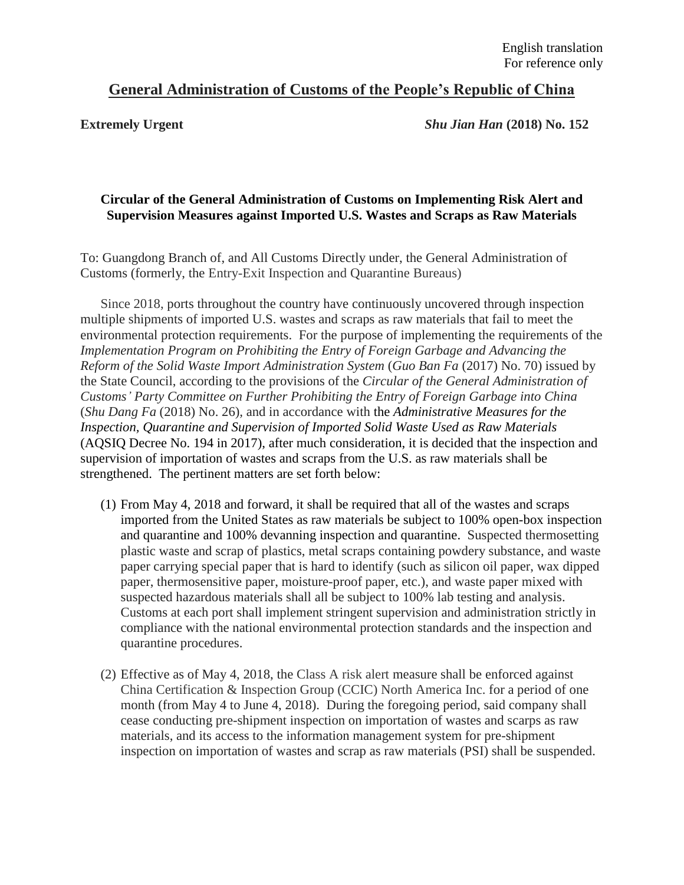English translation
For reference only

# General Administration of Customs of the People's Republic of China

**Extremely Urgent** *Shu Jian Han* **(2018) No. 152**

**Circular of the General Administration of Customs on Implementing Risk Alert and Supervision Measures against Imported U.S. Wastes and Scraps as Raw Materials**

To: Guangdong Branch of, and All Customs Directly under, the General Administration of Customs (formerly, the Entry-Exit Inspection and Quarantine Bureaus)

Since 2018, ports throughout the country have continuously uncovered through inspection multiple shipments of imported U.S. wastes and scraps as raw materials that fail to meet the environmental protection requirements. For the purpose of implementing the requirements of the *Implementation Program on Prohibiting the Entry of Foreign Garbage and Advancing the Reform of the Solid Waste Import Administration System* (*Guo Ban Fa* (2017) No. 70) issued by the State Council, according to the provisions of the *Circular of the General Administration of Customs' Party Committee on Further Prohibiting the Entry of Foreign Garbage into China* (*Shu Dang Fa* (2018) No. 26), and in accordance with the *Administrative Measures for the Inspection, Quarantine and Supervision of Imported Solid Waste Used as Raw Materials* (AQSIQ Decree No. 194 in 2017), after much consideration, it is decided that the inspection and supervision of importation of wastes and scraps from the U.S. as raw materials shall be strengthened. The pertinent matters are set forth below:

(1) From May 4, 2018 and forward, it shall be required that all of the wastes and scraps imported from the United States as raw materials be subject to 100% open-box inspection and quarantine and 100% devanning inspection and quarantine. Suspected thermosetting plastic waste and scrap of plastics, metal scraps containing powdery substance, and waste paper carrying special paper that is hard to identify (such as silicon oil paper, wax dipped paper, thermosensitive paper, moisture-proof paper, etc.), and waste paper mixed with suspected hazardous materials shall all be subject to 100% lab testing and analysis. Customs at each port shall implement stringent supervision and administration strictly in compliance with the national environmental protection standards and the inspection and quarantine procedures.

(2) Effective as of May 4, 2018, the Class A risk alert measure shall be enforced against China Certification & Inspection Group (CCIC) North America Inc. for a period of one month (from May 4 to June 4, 2018). During the foregoing period, said company shall cease conducting pre-shipment inspection on importation of wastes and scarps as raw materials, and its access to the information management system for pre-shipment inspection on importation of wastes and scrap as raw materials (PSI) shall be suspended.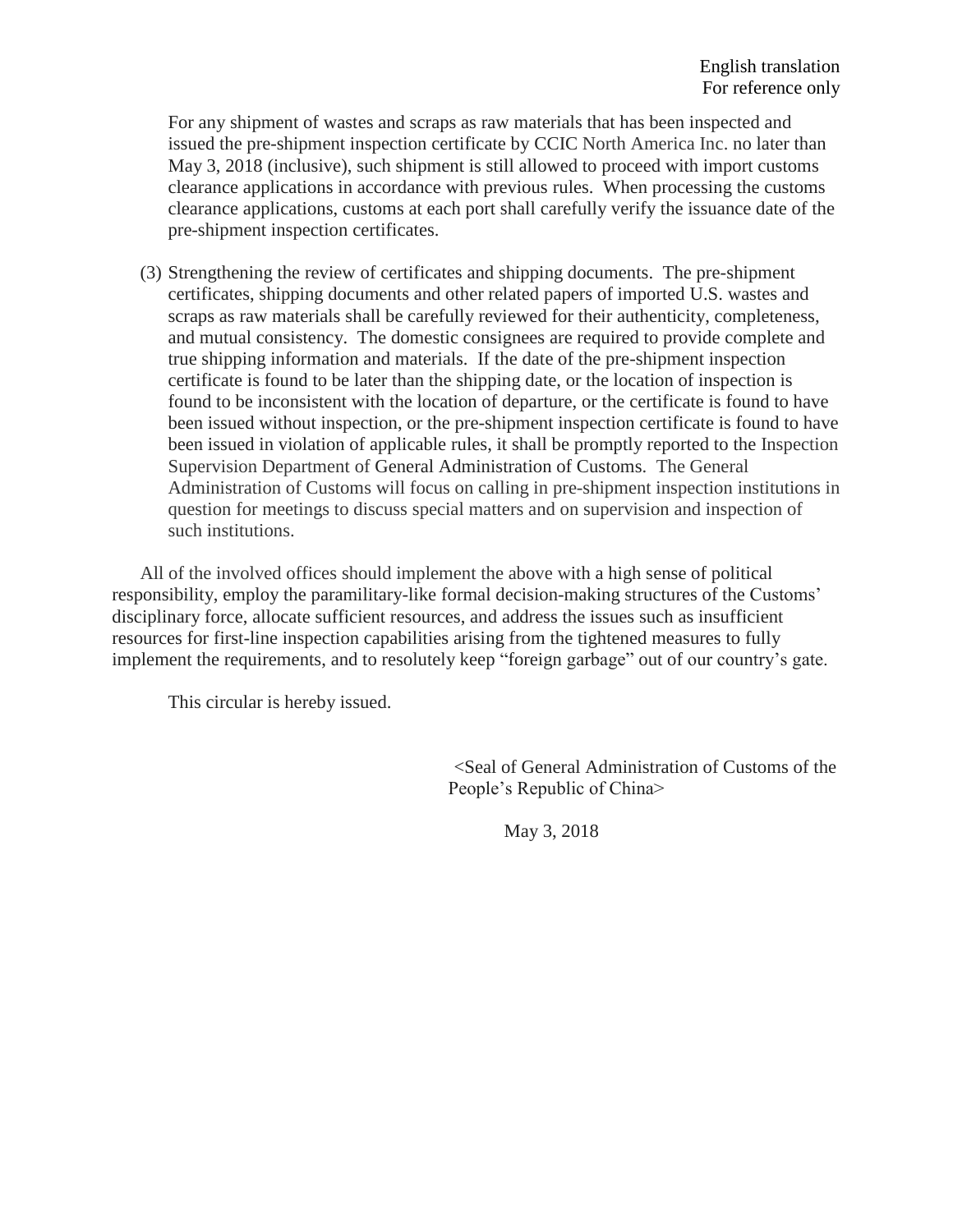English translation
For reference only

For any shipment of wastes and scraps as raw materials that has been inspected and issued the pre-shipment inspection certificate by CCIC North America Inc. no later than May 3, 2018 (inclusive), such shipment is still allowed to proceed with import customs clearance applications in accordance with previous rules. When processing the customs clearance applications, customs at each port shall carefully verify the issuance date of the pre-shipment inspection certificates.

(3) Strengthening the review of certificates and shipping documents. The pre-shipment certificates, shipping documents and other related papers of imported U.S. wastes and scraps as raw materials shall be carefully reviewed for their authenticity, completeness, and mutual consistency. The domestic consignees are required to provide complete and true shipping information and materials. If the date of the pre-shipment inspection certificate is found to be later than the shipping date, or the location of inspection is found to be inconsistent with the location of departure, or the certificate is found to have been issued without inspection, or the pre-shipment inspection certificate is found to have been issued in violation of applicable rules, it shall be promptly reported to the Inspection Supervision Department of General Administration of Customs. The General Administration of Customs will focus on calling in pre-shipment inspection institutions in question for meetings to discuss special matters and on supervision and inspection of such institutions.

All of the involved offices should implement the above with a high sense of political responsibility, employ the paramilitary-like formal decision-making structures of the Customs' disciplinary force, allocate sufficient resources, and address the issues such as insufficient resources for first-line inspection capabilities arising from the tightened measures to fully implement the requirements, and to resolutely keep "foreign garbage" out of our country's gate.

This circular is hereby issued.

<Seal of General Administration of Customs of the People's Republic of China>

May 3, 2018